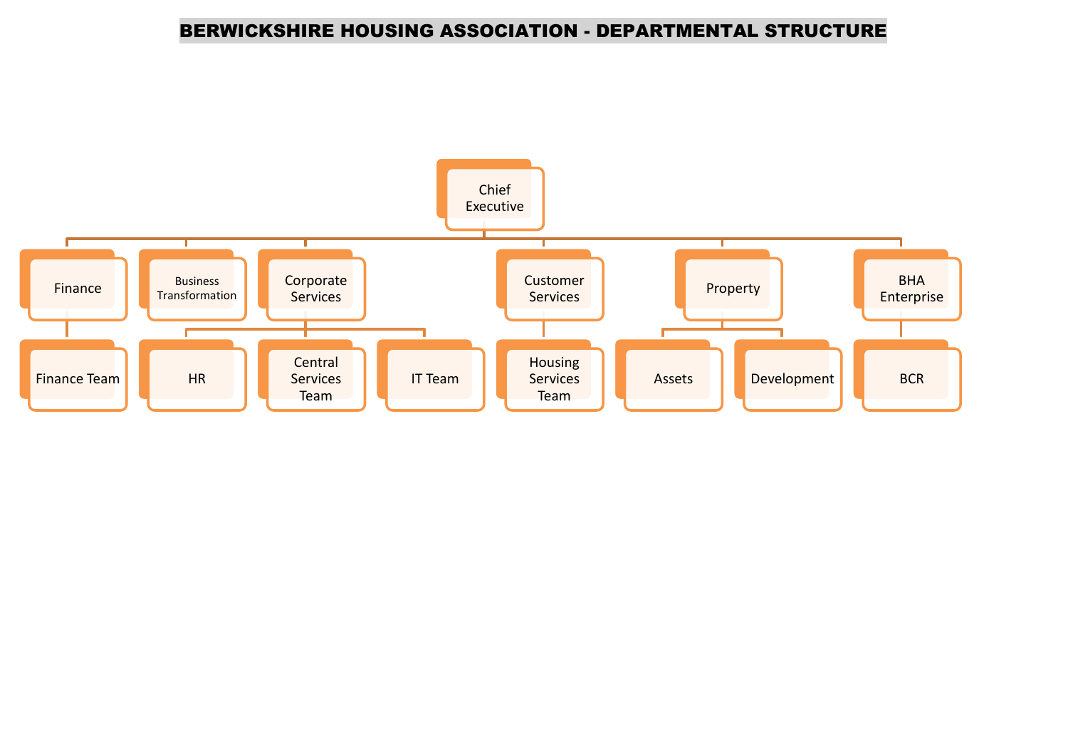# BERWICKSHIRE HOUSING ASSOCIATION - DEPARTMENTAL STRUCTURE

- Chief Executive
  - Finance
    - Finance Team
  - Business Transformation
  - Corporate Services
    - HR
    - Central Services Team
    - IT Team
  - Customer Services
    - Housing Services Team
  - Property
    - Assets
    - Development
  - BHA Enterprise
    - BCR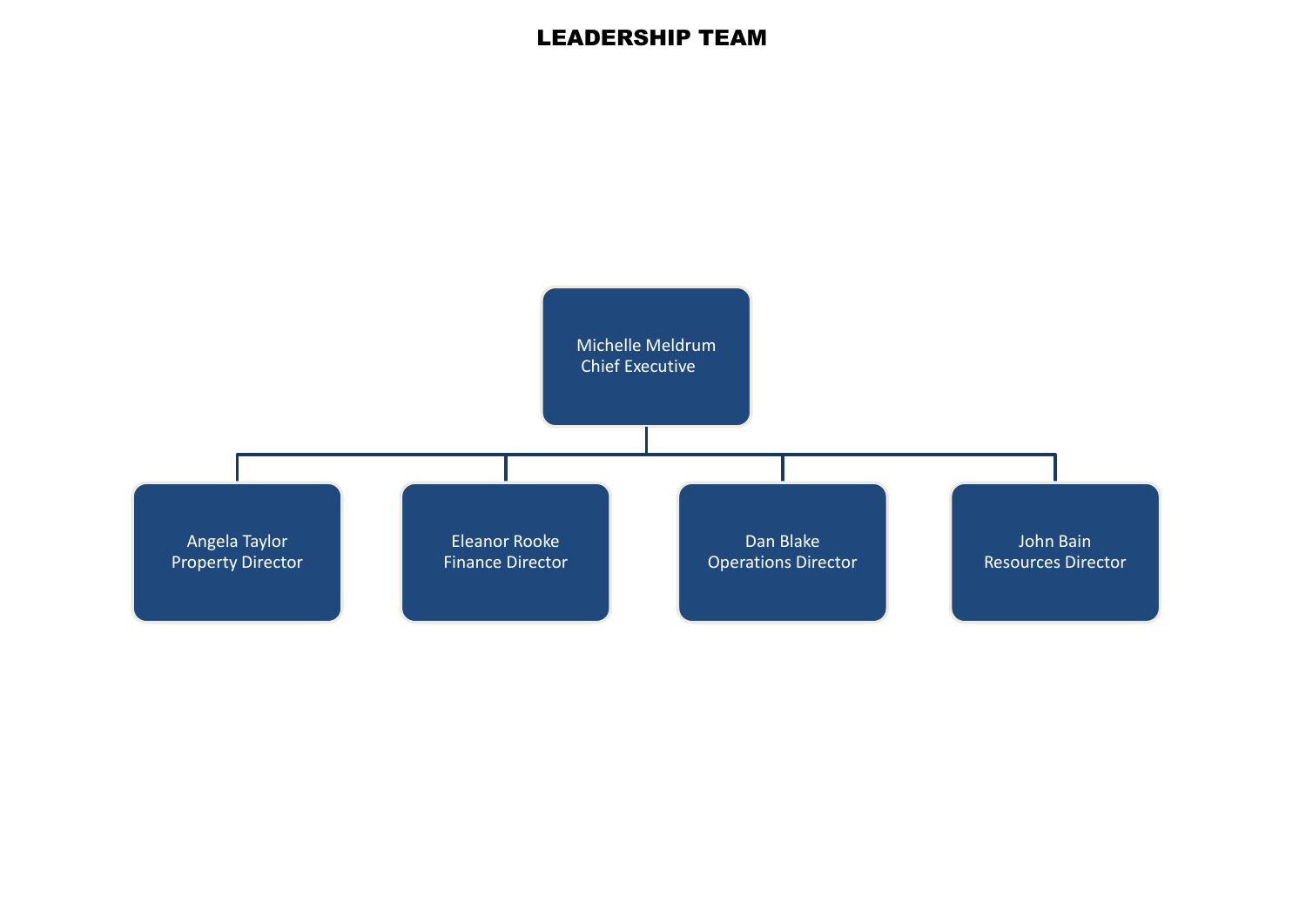# LEADERSHIP TEAM

- **Michelle Meldrum** – Chief Executive
  - **Angela Taylor** – Property Director
  - **Eleanor Rooke** – Finance Director
  - **Dan Blake** – Operations Director
  - **John Bain** – Resources Director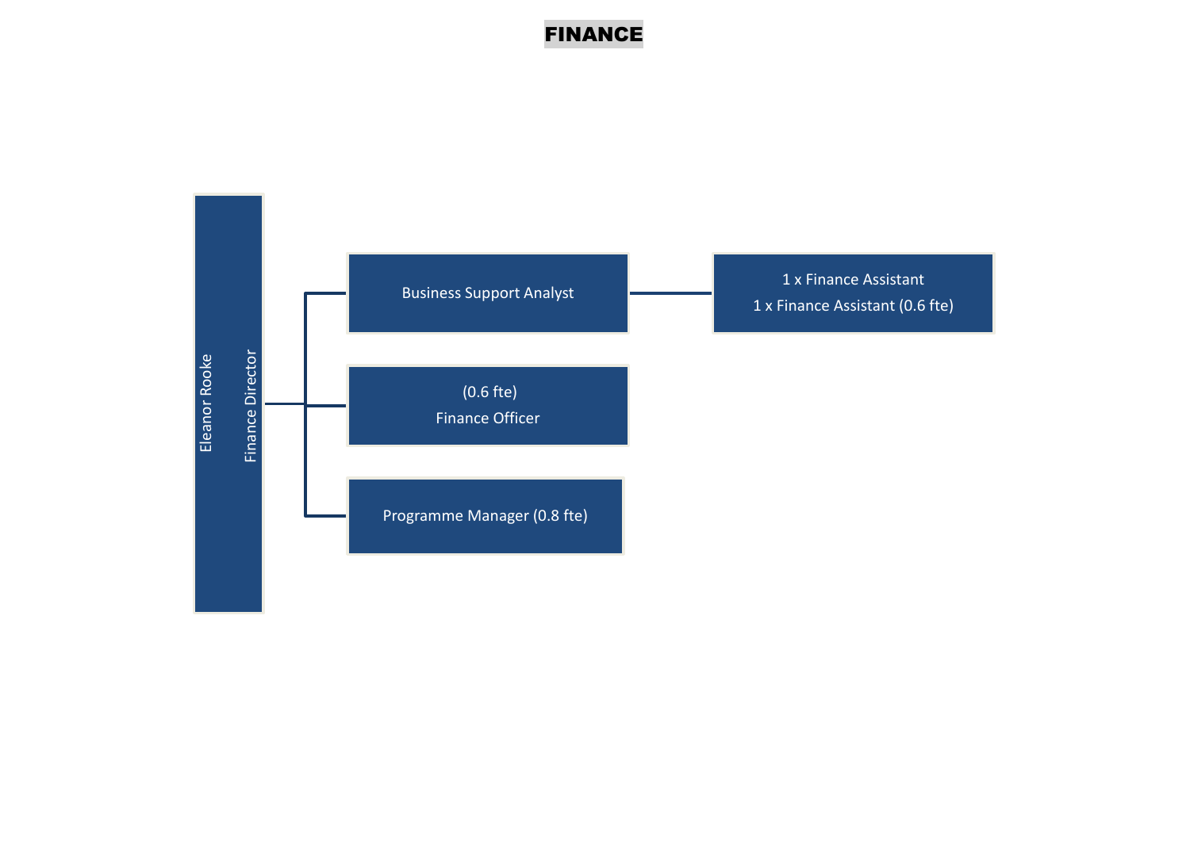# FINANCE

- **Eleanor Rooke** — Finance Director
  - Business Support Analyst
    - 1 x Finance Assistant
    - 1 x Finance Assistant (0.6 fte)
  - (0.6 fte) Finance Officer
  - Programme Manager (0.8 fte)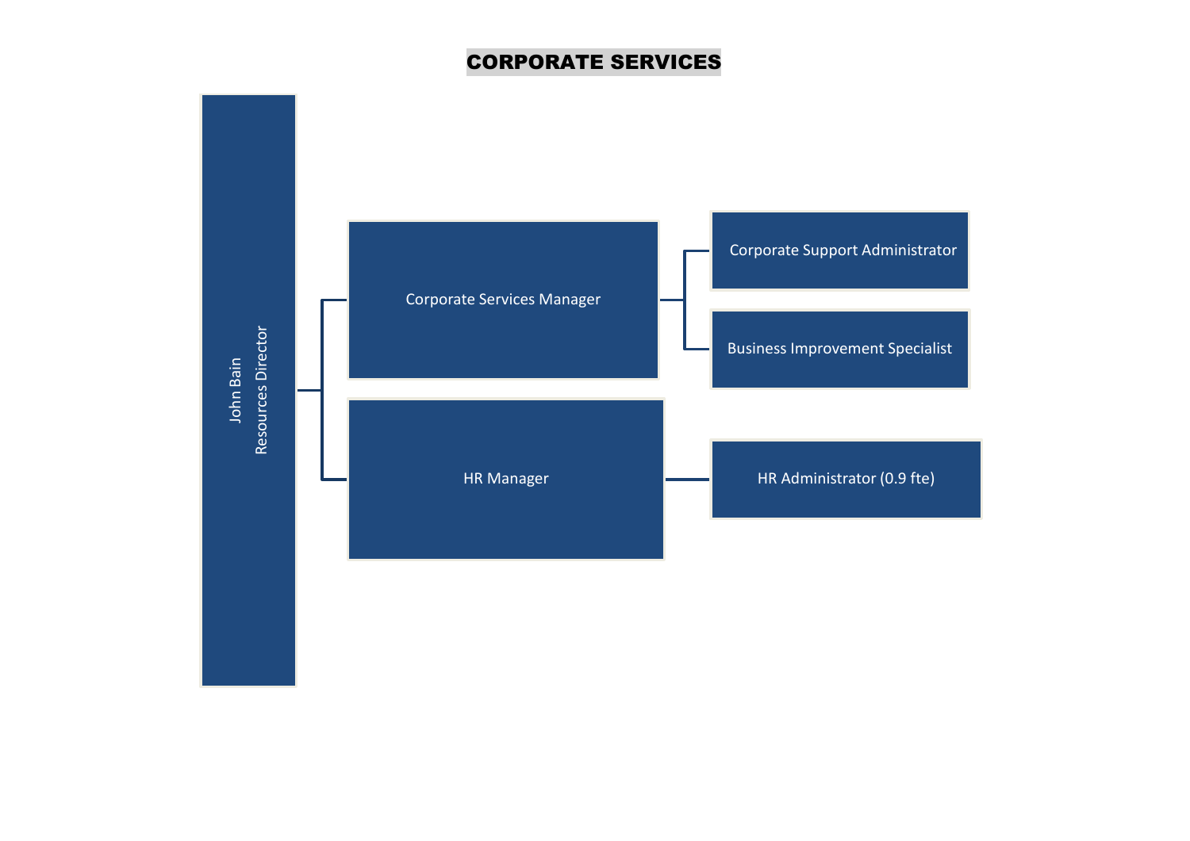# CORPORATE SERVICES

- John Bain
  Resources Director
  - Corporate Services Manager
    - Corporate Support Administrator
    - Business Improvement Specialist
  - HR Manager
    - HR Administrator (0.9 fte)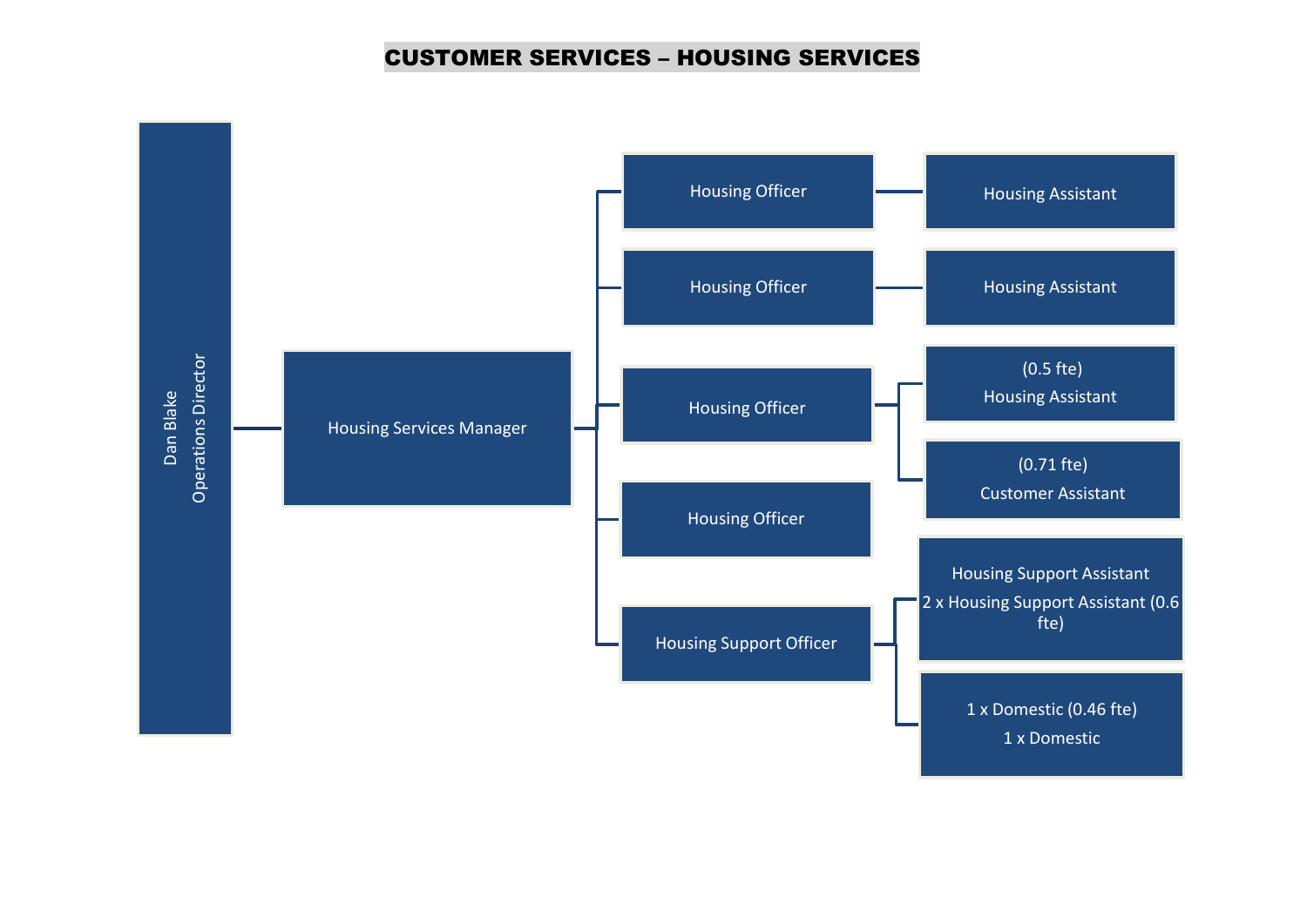# CUSTOMER SERVICES – HOUSING SERVICES

- **Dan Blake** – Operations Director
  - Housing Services Manager
    - Housing Officer
      - Housing Assistant
    - Housing Officer
      - Housing Assistant
    - Housing Officer
      - (0.5 fte) Housing Assistant
      - (0.71 fte) Customer Assistant
    - Housing Officer
    - Housing Support Officer
      - Housing Support Assistant
      - 2 x Housing Support Assistant (0.6 fte)
      - 1 x Domestic (0.46 fte)
      - 1 x Domestic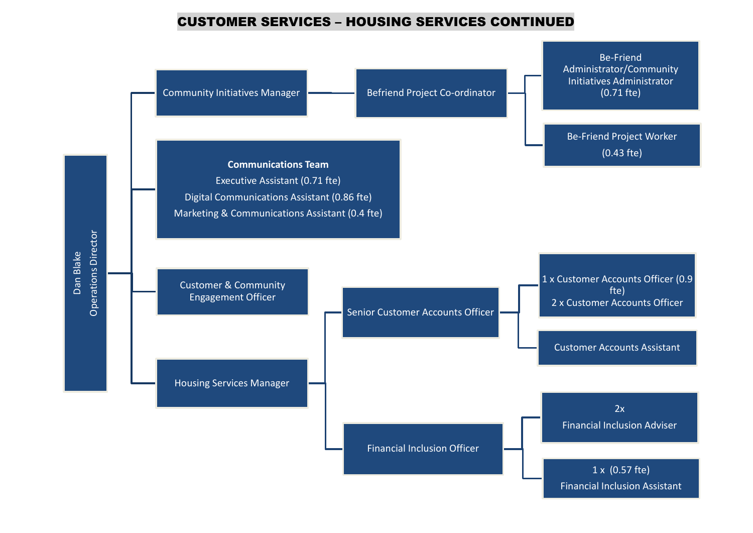# CUSTOMER SERVICES – HOUSING SERVICES CONTINUED

- **Dan Blake** – Operations Director
  - Community Initiatives Manager
    - Befriend Project Co-ordinator
      - Be-Friend Administrator/Community Initiatives Administrator (0.71 fte)
      - Be-Friend Project Worker (0.43 fte)
  - **Communications Team**
    - Executive Assistant (0.71 fte)
    - Digital Communications Assistant (0.86 fte)
    - Marketing & Communications Assistant (0.4 fte)
  - Customer & Community Engagement Officer
  - Housing Services Manager
    - Senior Customer Accounts Officer
      - 1 x Customer Accounts Officer (0.9 fte)
      - 2 x Customer Accounts Officer
      - Customer Accounts Assistant
    - Financial Inclusion Officer
      - 2x Financial Inclusion Adviser
      - 1 x (0.57 fte) Financial Inclusion Assistant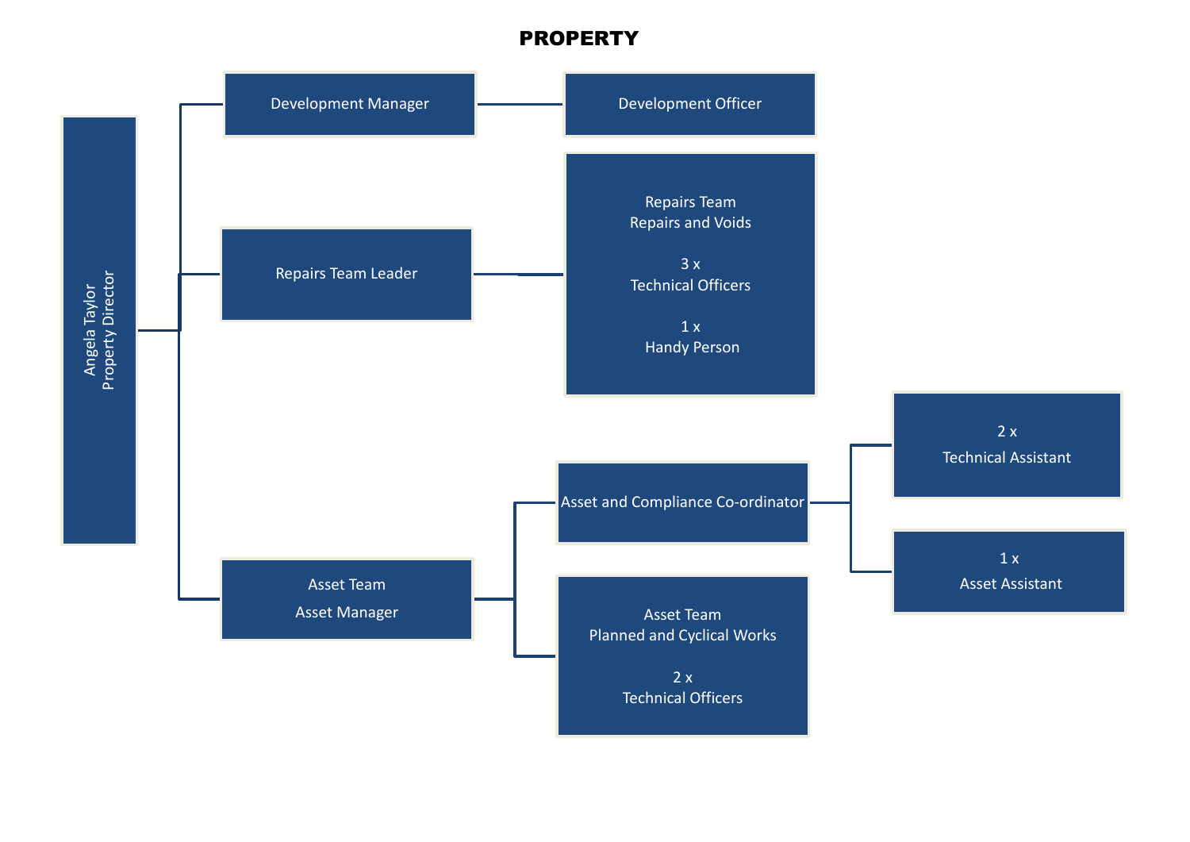# PROPERTY

- **Angela Taylor – Property Director**
  - Development Manager
    - Development Officer
  - Repairs Team Leader
    - Repairs Team – Repairs and Voids
      - 3 x Technical Officers
      - 1 x Handy Person
  - Asset Team – Asset Manager
    - Asset and Compliance Co-ordinator
      - 2 x Technical Assistant
      - 1 x Asset Assistant
    - Asset Team – Planned and Cyclical Works
      - 2 x Technical Officers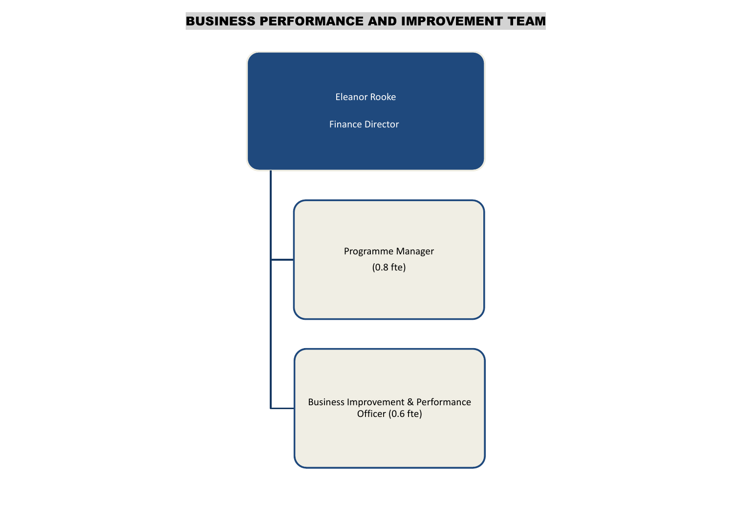# BUSINESS PERFORMANCE AND IMPROVEMENT TEAM

Eleanor Rooke

Finance Director

Programme Manager

(0.8 fte)

Business Improvement & Performance Officer (0.6 fte)